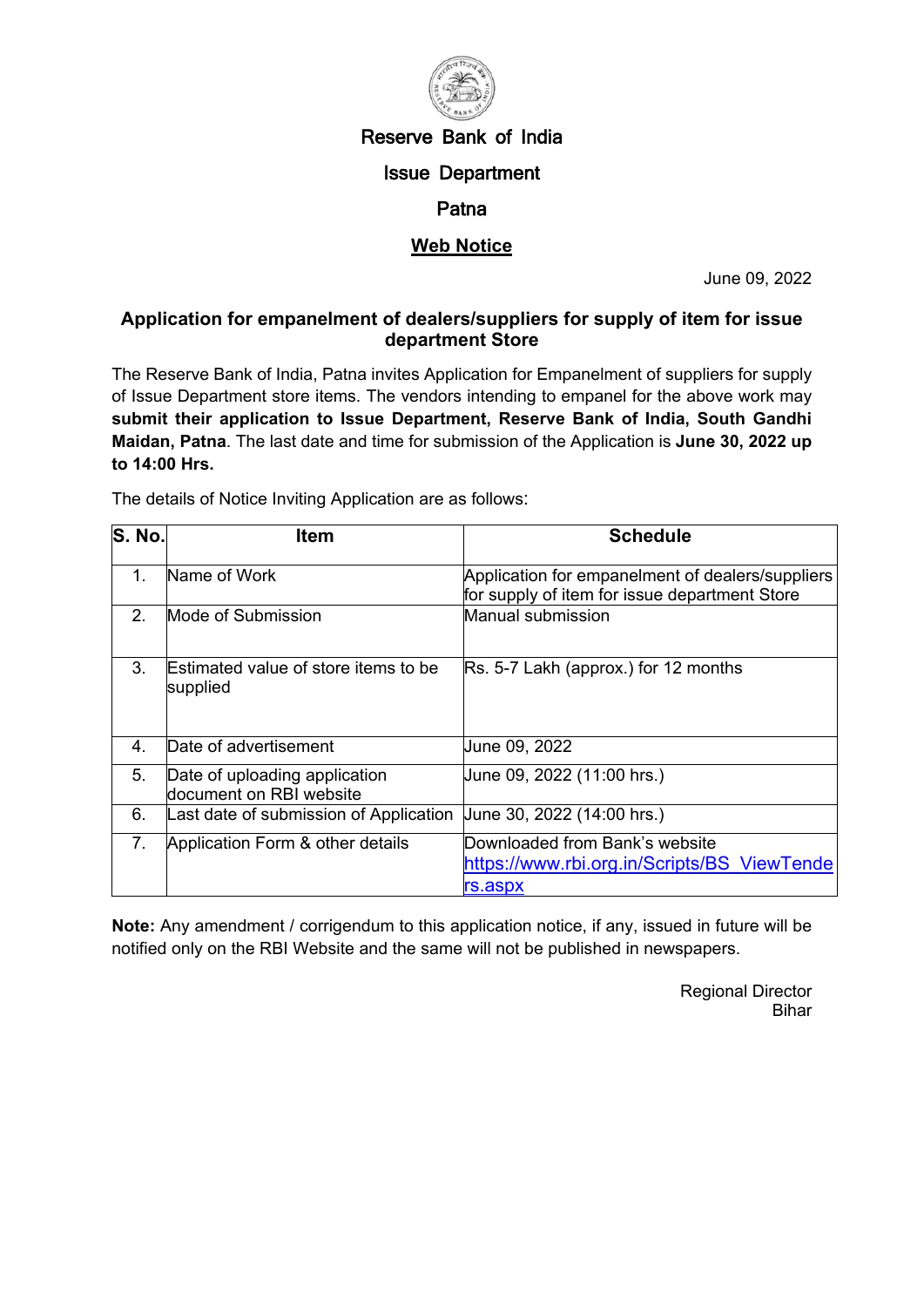# Reserve Bank of India

## Issue Department

## Patna

**Web Notice**

June 09, 2022

### Application for empanelment of dealers/suppliers for supply of item for issue department Store

The Reserve Bank of India, Patna invites Application for Empanelment of suppliers for supply of Issue Department store items. The vendors intending to empanel for the above work may **submit their application to Issue Department, Reserve Bank of India, South Gandhi Maidan, Patna**. The last date and time for submission of the Application is **June 30, 2022 up to 14:00 Hrs.**

The details of Notice Inviting Application are as follows:

| S. No. | Item | Schedule |
|---|---|---|
| 1. | Name of Work | Application for empanelment of dealers/suppliers for supply of item for issue department Store |
| 2. | Mode of Submission | Manual submission |
| 3. | Estimated value of store items to be supplied | Rs. 5-7 Lakh (approx.) for 12 months |
| 4. | Date of advertisement | June 09, 2022 |
| 5. | Date of uploading application document on RBI website | June 09, 2022 (11:00 hrs.) |
| 6. | Last date of submission of Application | June 30, 2022 (14:00 hrs.) |
| 7. | Application Form & other details | Downloaded from Bank's website https://www.rbi.org.in/Scripts/BS_ViewTenders.aspx |

**Note:** Any amendment / corrigendum to this application notice, if any, issued in future will be notified only on the RBI Website and the same will not be published in newspapers.

Regional Director
Bihar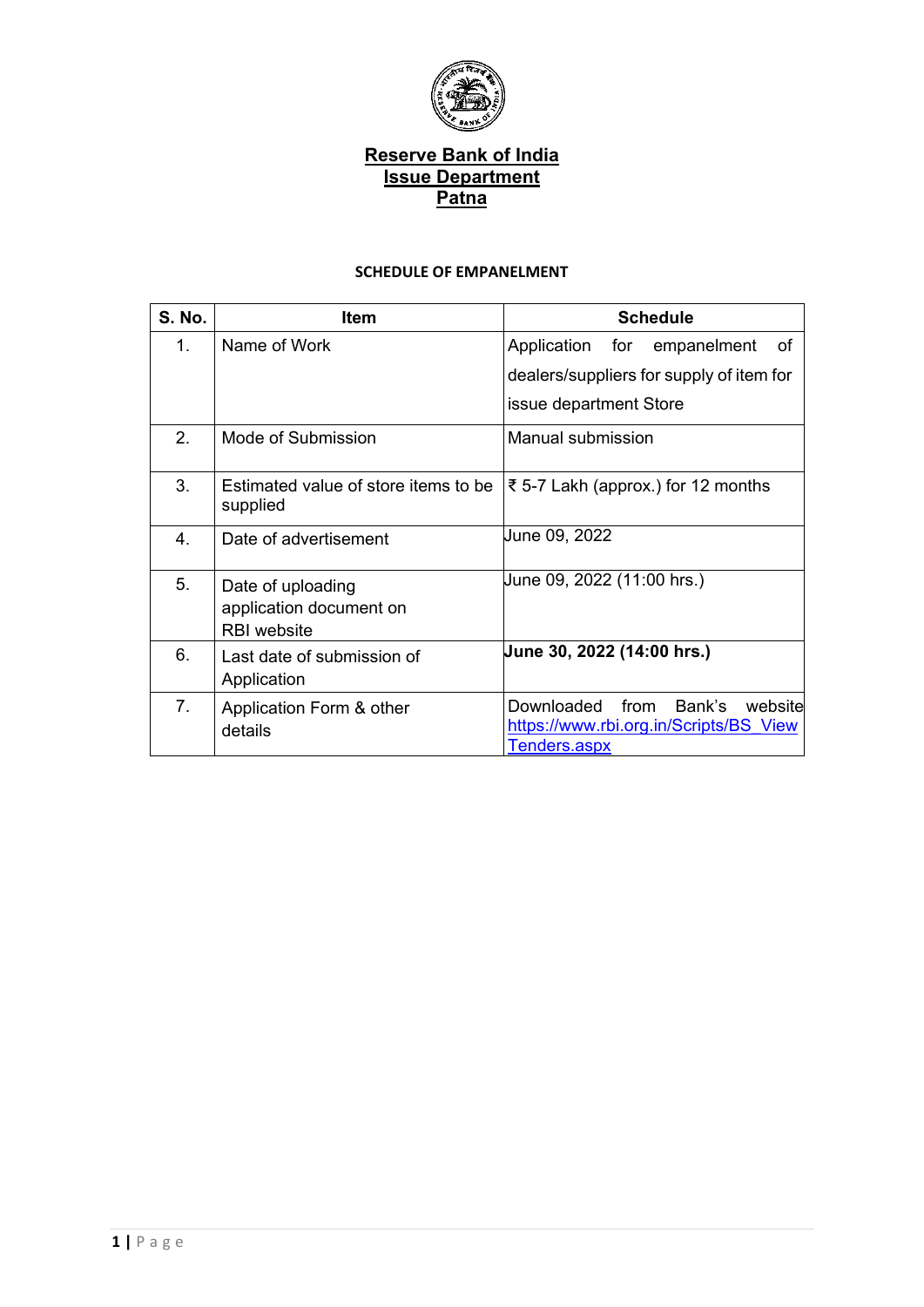# Reserve Bank of India
## Issue Department
## Patna

### SCHEDULE OF EMPANELMENT

| S. No. | Item | Schedule |
|---|---|---|
| 1. | Name of Work | Application for empanelment of dealers/suppliers for supply of item for issue department Store |
| 2. | Mode of Submission | Manual submission |
| 3. | Estimated value of store items to be supplied | ₹ 5-7 Lakh (approx.) for 12 months |
| 4. | Date of advertisement | June 09, 2022 |
| 5. | Date of uploading application document on RBI website | June 09, 2022 (11:00 hrs.) |
| 6. | Last date of submission of Application | **June 30, 2022 (14:00 hrs.)** |
| 7. | Application Form & other details | Downloaded from Bank's website [https://www.rbi.org.in/Scripts/BS_ViewTenders.aspx](https://www.rbi.org.in/Scripts/BS_ViewTenders.aspx) |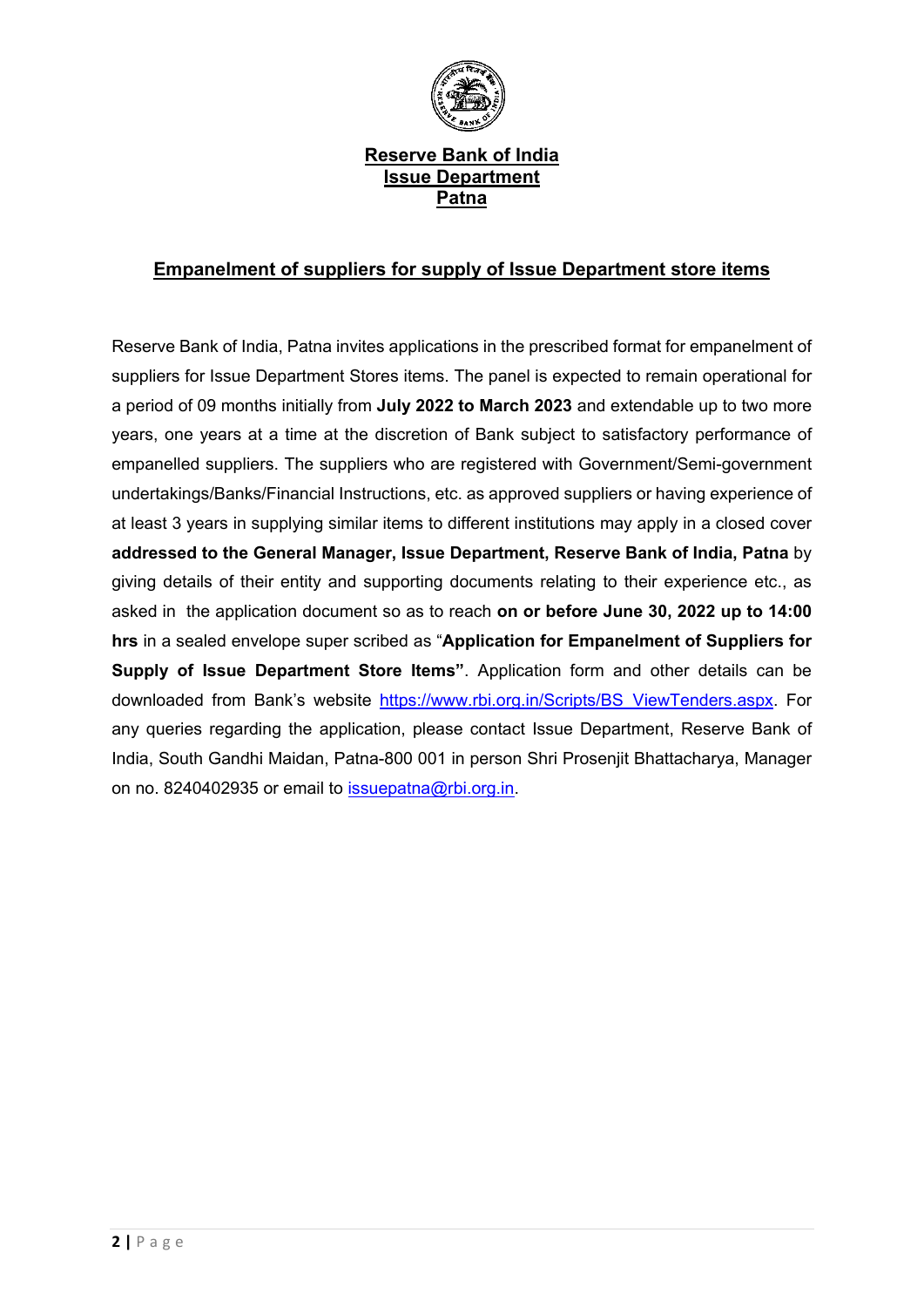**Reserve Bank of India**
**Issue Department**
**Patna**

## Empanelment of suppliers for supply of Issue Department store items

Reserve Bank of India, Patna invites applications in the prescribed format for empanelment of suppliers for Issue Department Stores items. The panel is expected to remain operational for a period of 09 months initially from **July 2022 to March 2023** and extendable up to two more years, one years at a time at the discretion of Bank subject to satisfactory performance of empanelled suppliers. The suppliers who are registered with Government/Semi-government undertakings/Banks/Financial Instructions, etc. as approved suppliers or having experience of at least 3 years in supplying similar items to different institutions may apply in a closed cover **addressed to the General Manager, Issue Department, Reserve Bank of India, Patna** by giving details of their entity and supporting documents relating to their experience etc., as asked in the application document so as to reach **on or before June 30, 2022 up to 14:00 hrs** in a sealed envelope super scribed as "**Application for Empanelment of Suppliers for Supply of Issue Department Store Items"**. Application form and other details can be downloaded from Bank's website https://www.rbi.org.in/Scripts/BS_ViewTenders.aspx. For any queries regarding the application, please contact Issue Department, Reserve Bank of India, South Gandhi Maidan, Patna-800 001 in person Shri Prosenjit Bhattacharya, Manager on no. 8240402935 or email to issuepatna@rbi.org.in.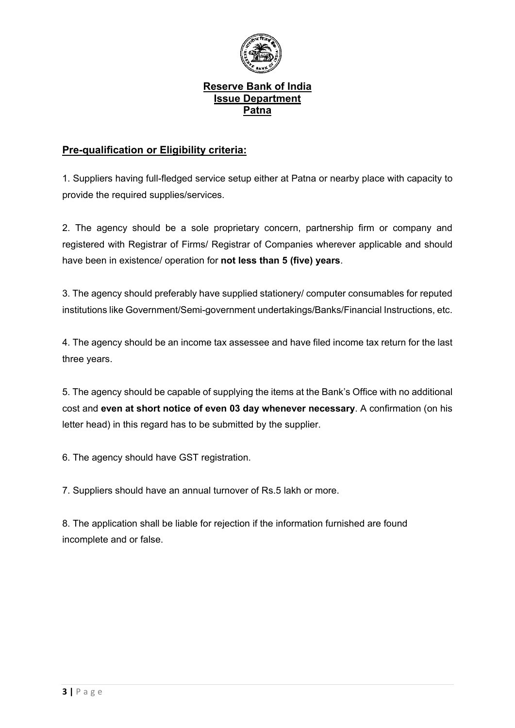**Reserve Bank of India**
**Issue Department**
**Patna**

## Pre-qualification or Eligibility criteria:

1. Suppliers having full-fledged service setup either at Patna or nearby place with capacity to provide the required supplies/services.

2. The agency should be a sole proprietary concern, partnership firm or company and registered with Registrar of Firms/ Registrar of Companies wherever applicable and should have been in existence/ operation for **not less than 5 (five) years**.

3. The agency should preferably have supplied stationery/ computer consumables for reputed institutions like Government/Semi-government undertakings/Banks/Financial Instructions, etc.

4. The agency should be an income tax assessee and have filed income tax return for the last three years.

5. The agency should be capable of supplying the items at the Bank's Office with no additional cost and **even at short notice of even 03 day whenever necessary**. A confirmation (on his letter head) in this regard has to be submitted by the supplier.

6. The agency should have GST registration.

7. Suppliers should have an annual turnover of Rs.5 lakh or more.

8. The application shall be liable for rejection if the information furnished are found incomplete and or false.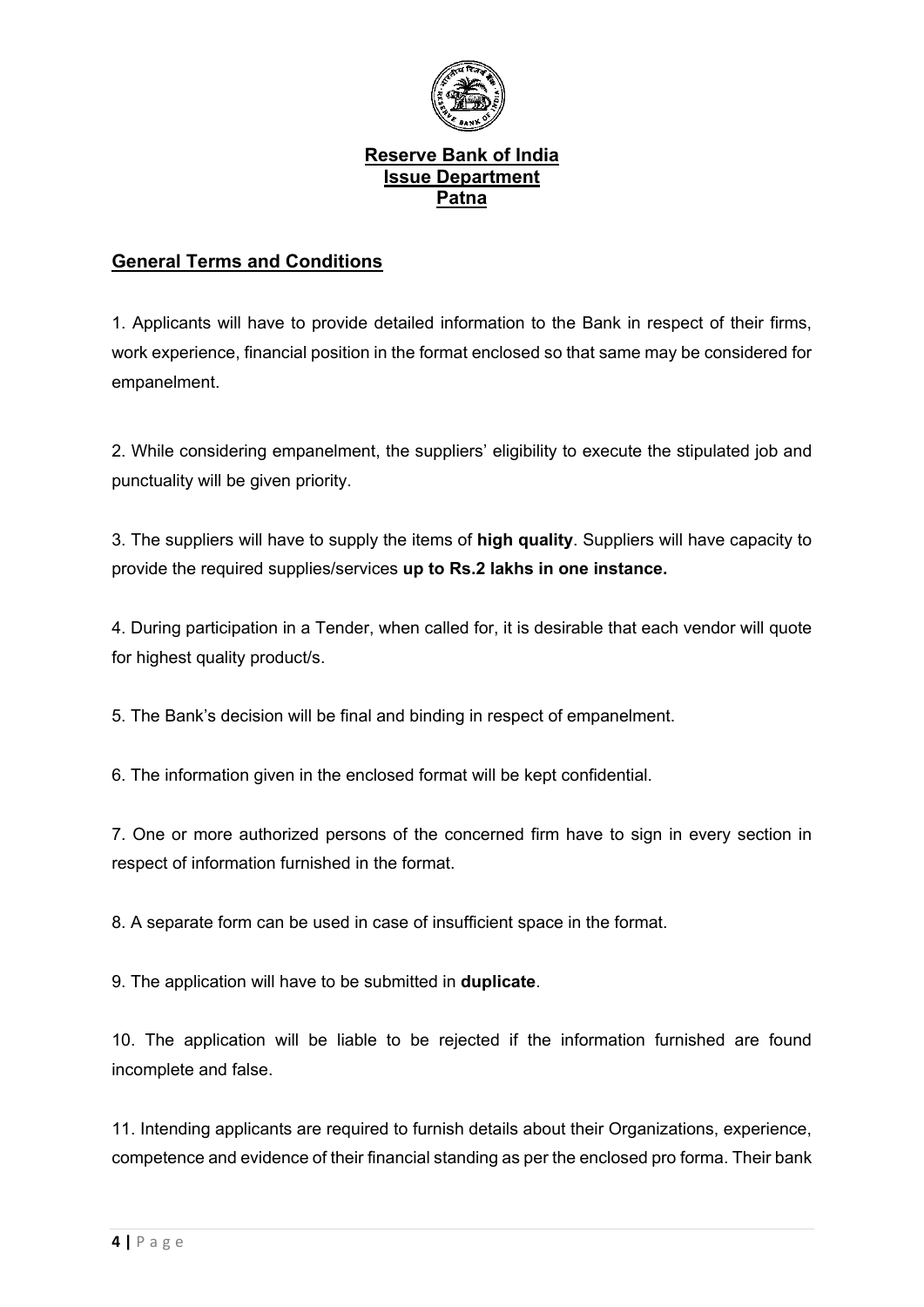**Reserve Bank of India**
**Issue Department**
**Patna**

## General Terms and Conditions

1. Applicants will have to provide detailed information to the Bank in respect of their firms, work experience, financial position in the format enclosed so that same may be considered for empanelment.

2. While considering empanelment, the suppliers' eligibility to execute the stipulated job and punctuality will be given priority.

3. The suppliers will have to supply the items of **high quality**. Suppliers will have capacity to provide the required supplies/services **up to Rs.2 lakhs in one instance.**

4. During participation in a Tender, when called for, it is desirable that each vendor will quote for highest quality product/s.

5. The Bank's decision will be final and binding in respect of empanelment.

6. The information given in the enclosed format will be kept confidential.

7. One or more authorized persons of the concerned firm have to sign in every section in respect of information furnished in the format.

8. A separate form can be used in case of insufficient space in the format.

9. The application will have to be submitted in **duplicate**.

10. The application will be liable to be rejected if the information furnished are found incomplete and false.

11. Intending applicants are required to furnish details about their Organizations, experience, competence and evidence of their financial standing as per the enclosed pro forma. Their bank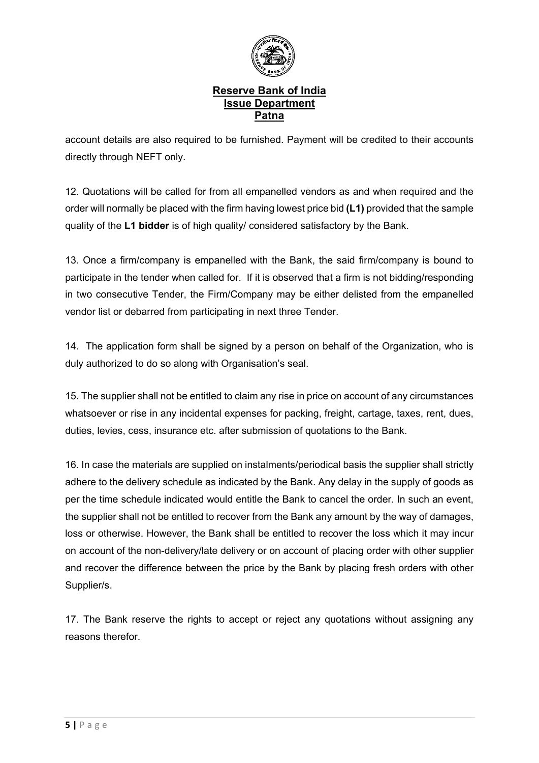account details are also required to be furnished. Payment will be credited to their accounts directly through NEFT only.

12. Quotations will be called for from all empanelled vendors as and when required and the order will normally be placed with the firm having lowest price bid **(L1)** provided that the sample quality of the **L1 bidder** is of high quality/ considered satisfactory by the Bank.

13. Once a firm/company is empanelled with the Bank, the said firm/company is bound to participate in the tender when called for. If it is observed that a firm is not bidding/responding in two consecutive Tender, the Firm/Company may be either delisted from the empanelled vendor list or debarred from participating in next three Tender.

14. The application form shall be signed by a person on behalf of the Organization, who is duly authorized to do so along with Organisation's seal.

15. The supplier shall not be entitled to claim any rise in price on account of any circumstances whatsoever or rise in any incidental expenses for packing, freight, cartage, taxes, rent, dues, duties, levies, cess, insurance etc. after submission of quotations to the Bank.

16. In case the materials are supplied on instalments/periodical basis the supplier shall strictly adhere to the delivery schedule as indicated by the Bank. Any delay in the supply of goods as per the time schedule indicated would entitle the Bank to cancel the order. In such an event, the supplier shall not be entitled to recover from the Bank any amount by the way of damages, loss or otherwise. However, the Bank shall be entitled to recover the loss which it may incur on account of the non-delivery/late delivery or on account of placing order with other supplier and recover the difference between the price by the Bank by placing fresh orders with other Supplier/s.

17. The Bank reserve the rights to accept or reject any quotations without assigning any reasons therefor.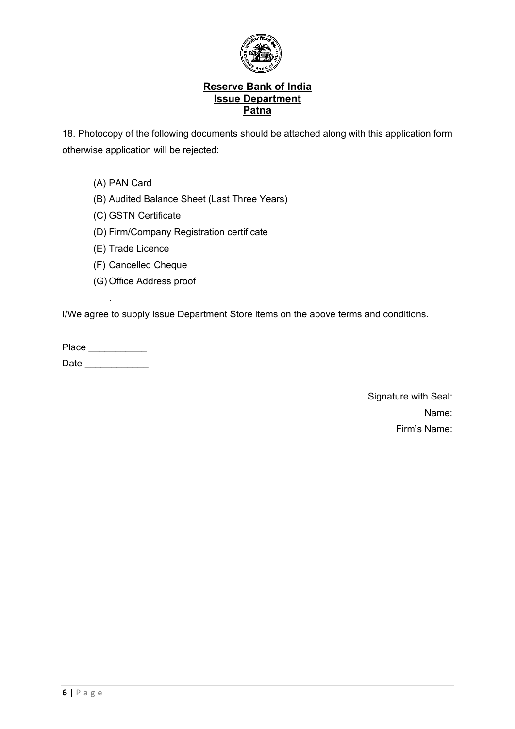**Reserve Bank of India**
**Issue Department**
**Patna**

18. Photocopy of the following documents should be attached along with this application form otherwise application will be rejected:

(A) PAN Card
(B) Audited Balance Sheet (Last Three Years)
(C) GSTN Certificate
(D) Firm/Company Registration certificate
(E) Trade Licence
(F) Cancelled Cheque
(G) Office Address proof

I/We agree to supply Issue Department Store items on the above terms and conditions.

Place ___________

Date ____________

Signature with Seal:

Name:

Firm's Name: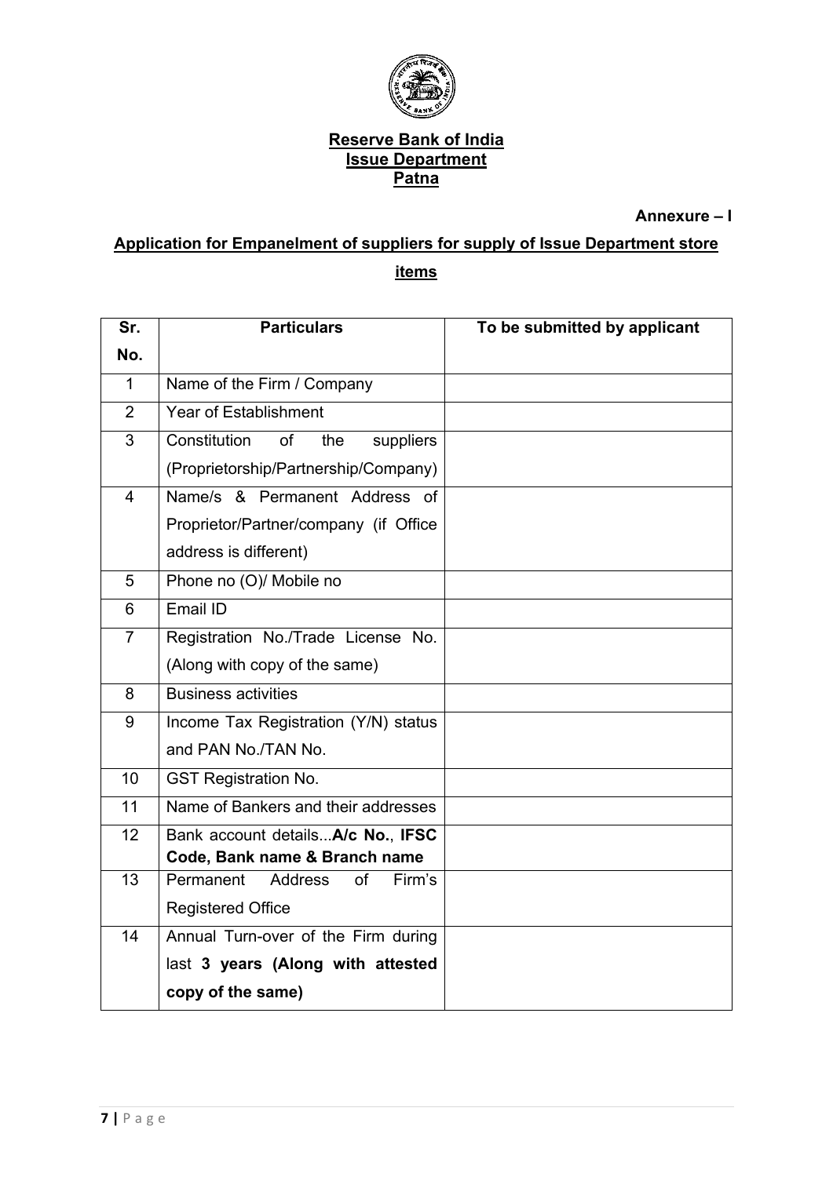**Reserve Bank of India**
**Issue Department**
**Patna**

**Annexure – I**

## Application for Empanelment of suppliers for supply of Issue Department store items

| Sr. No. | Particulars | To be submitted by applicant |
|---|---|---|
| 1 | Name of the Firm / Company | |
| 2 | Year of Establishment | |
| 3 | Constitution of the suppliers (Proprietorship/Partnership/Company) | |
| 4 | Name/s & Permanent Address of Proprietor/Partner/company (if Office address is different) | |
| 5 | Phone no (O)/ Mobile no | |
| 6 | Email ID | |
| 7 | Registration No./Trade License No. (Along with copy of the same) | |
| 8 | Business activities | |
| 9 | Income Tax Registration (Y/N) status and PAN No./TAN No. | |
| 10 | GST Registration No. | |
| 11 | Name of Bankers and their addresses | |
| 12 | Bank account details...**A/c No.**, **IFSC Code, Bank name & Branch name** | |
| 13 | Permanent Address of Firm's Registered Office | |
| 14 | Annual Turn-over of the Firm during last **3 years (Along with attested copy of the same)** | |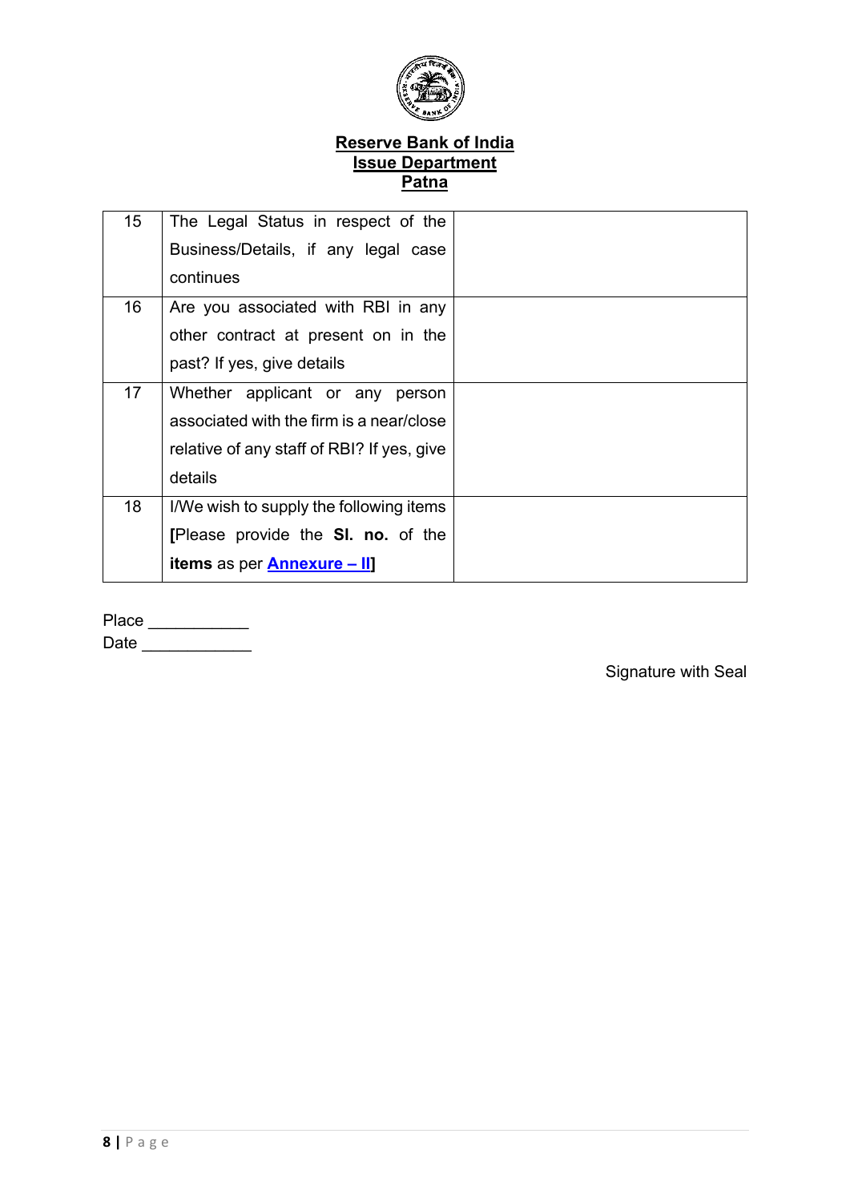**Reserve Bank of India**
**Issue Department**
**Patna**

| | | |
|---|---|---|
| 15 | The Legal Status in respect of the Business/Details, if any legal case continues | |
| 16 | Are you associated with RBI in any other contract at present on in the past? If yes, give details | |
| 17 | Whether applicant or any person associated with the firm is a near/close relative of any staff of RBI? If yes, give details | |
| 18 | I/We wish to supply the following items **[**Please provide the **Sl. no.** of the **items** as per **Annexure – II]** | |

Place ___________
Date ____________

Signature with Seal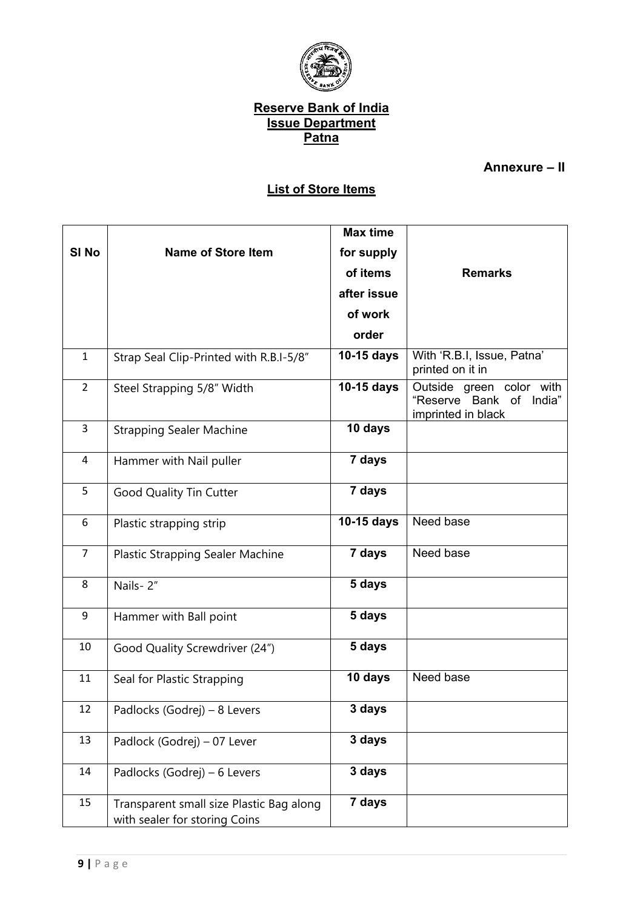**Reserve Bank of India**
**Issue Department**
**Patna**

**Annexure – II**

**List of Store Items**

| Sl No | Name of Store Item | Max time for supply of items after issue of work order | Remarks |
|---|---|---|---|
| 1 | Strap Seal Clip-Printed with R.B.I-5/8" | **10-15 days** | With 'R.B.I, Issue, Patna' printed on it in |
| 2 | Steel Strapping 5/8" Width | **10-15 days** | Outside green color with "Reserve Bank of India" imprinted in black |
| 3 | Strapping Sealer Machine | **10 days** | |
| 4 | Hammer with Nail puller | **7 days** | |
| 5 | Good Quality Tin Cutter | **7 days** | |
| 6 | Plastic strapping strip | **10-15 days** | Need base |
| 7 | Plastic Strapping Sealer Machine | **7 days** | Need base |
| 8 | Nails- 2" | **5 days** | |
| 9 | Hammer with Ball point | **5 days** | |
| 10 | Good Quality Screwdriver (24") | **5 days** | |
| 11 | Seal for Plastic Strapping | **10 days** | Need base |
| 12 | Padlocks (Godrej) – 8 Levers | **3 days** | |
| 13 | Padlock (Godrej) – 07 Lever | **3 days** | |
| 14 | Padlocks (Godrej) – 6 Levers | **3 days** | |
| 15 | Transparent small size Plastic Bag along with sealer for storing Coins | **7 days** | |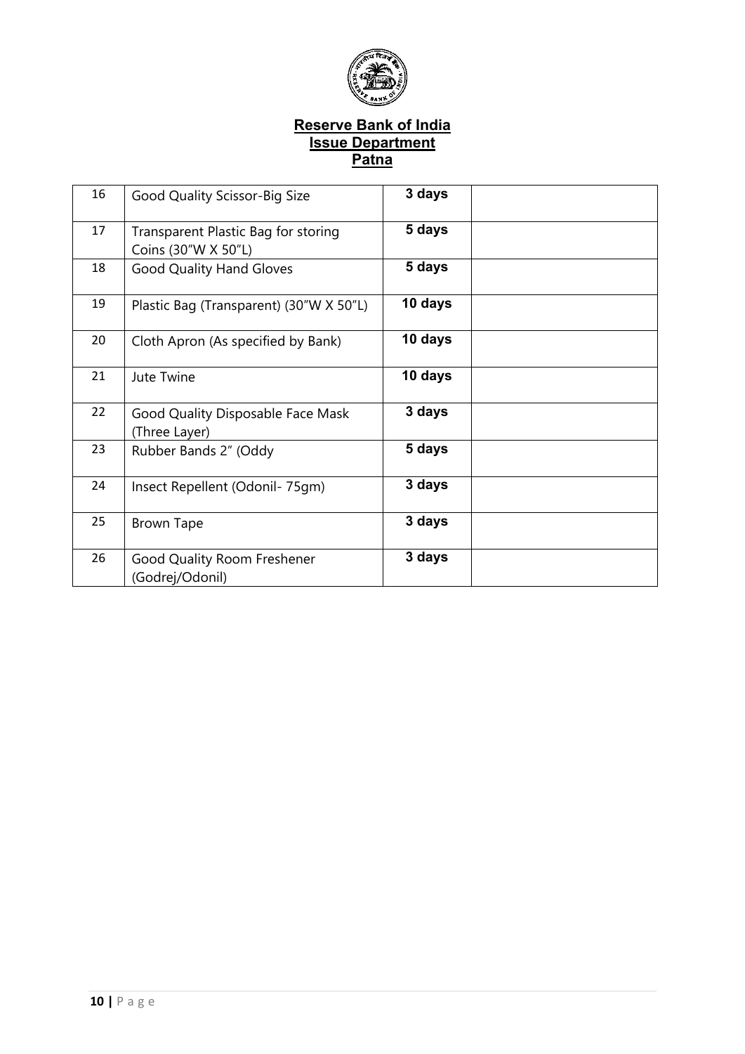**Reserve Bank of India**
**Issue Department**
**Patna**

| | | | |
|---|---|---|---|
| 16 | Good Quality Scissor-Big Size | **3 days** | |
| 17 | Transparent Plastic Bag for storing Coins (30″W X 50″L) | **5 days** | |
| 18 | Good Quality Hand Gloves | **5 days** | |
| 19 | Plastic Bag (Transparent) (30″W X 50″L) | **10 days** | |
| 20 | Cloth Apron (As specified by Bank) | **10 days** | |
| 21 | Jute Twine | **10 days** | |
| 22 | Good Quality Disposable Face Mask (Three Layer) | **3 days** | |
| 23 | Rubber Bands 2″ (Oddy | **5 days** | |
| 24 | Insect Repellent (Odonil- 75gm) | **3 days** | |
| 25 | Brown Tape | **3 days** | |
| 26 | Good Quality Room Freshener (Godrej/Odonil) | **3 days** | |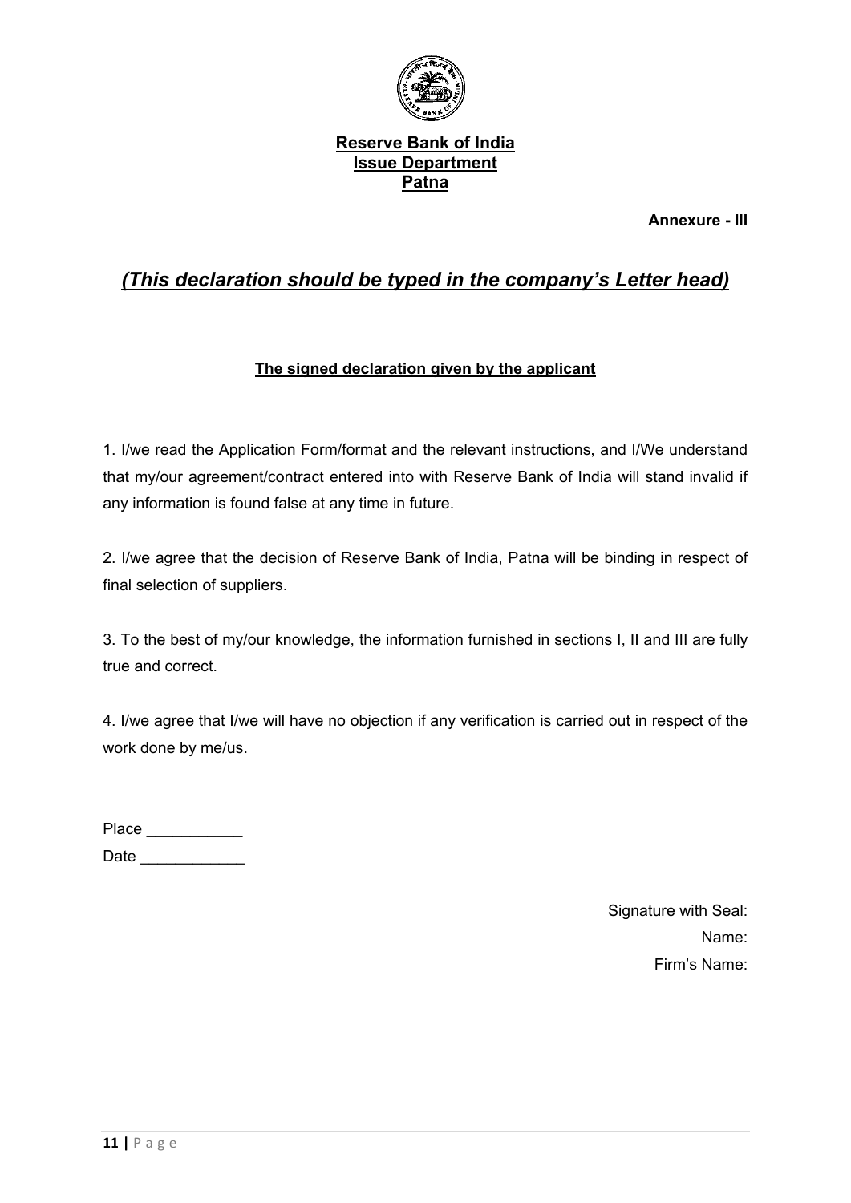**Reserve Bank of India**
**Issue Department**
**Patna**

**Annexure - III**

## *(This declaration should be typed in the company's Letter head)*

**The signed declaration given by the applicant**

1. I/we read the Application Form/format and the relevant instructions, and I/We understand that my/our agreement/contract entered into with Reserve Bank of India will stand invalid if any information is found false at any time in future.

2. I/we agree that the decision of Reserve Bank of India, Patna will be binding in respect of final selection of suppliers.

3. To the best of my/our knowledge, the information furnished in sections I, II and III are fully true and correct.

4. I/we agree that I/we will have no objection if any verification is carried out in respect of the work done by me/us.

Place ___________

Date ____________

Signature with Seal:

Name:

Firm's Name: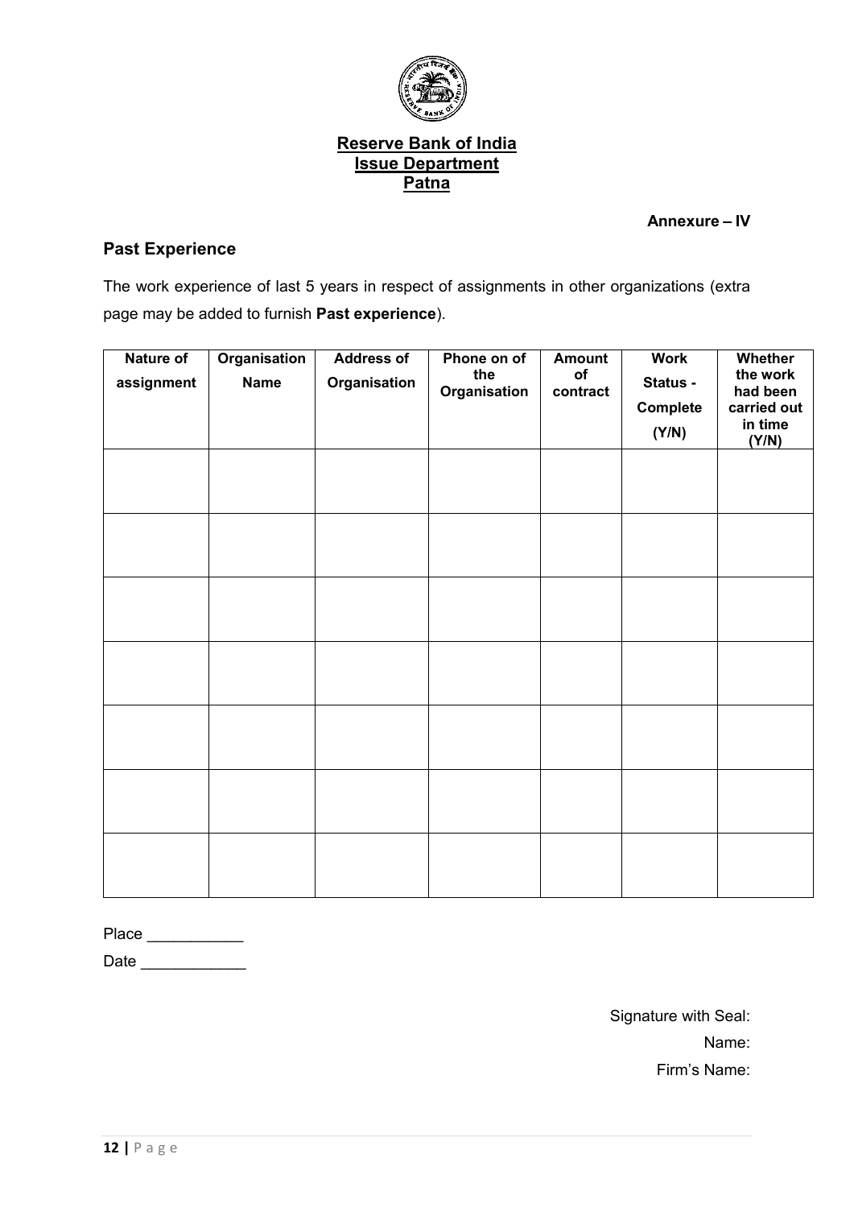**Reserve Bank of India**
**Issue Department**
**Patna**

**Annexure – IV**

## Past Experience

The work experience of last 5 years in respect of assignments in other organizations (extra page may be added to furnish **Past experience**).

| Nature of assignment | Organisation Name | Address of Organisation | Phone on of the Organisation | Amount of contract | Work Status - Complete (Y/N) | Whether the work had been carried out in time (Y/N) |
|---|---|---|---|---|---|---|
| | | | | | | |
| | | | | | | |
| | | | | | | |
| | | | | | | |
| | | | | | | |
| | | | | | | |
| | | | | | | |

Place ___________

Date ____________

Signature with Seal:

Name:

Firm's Name: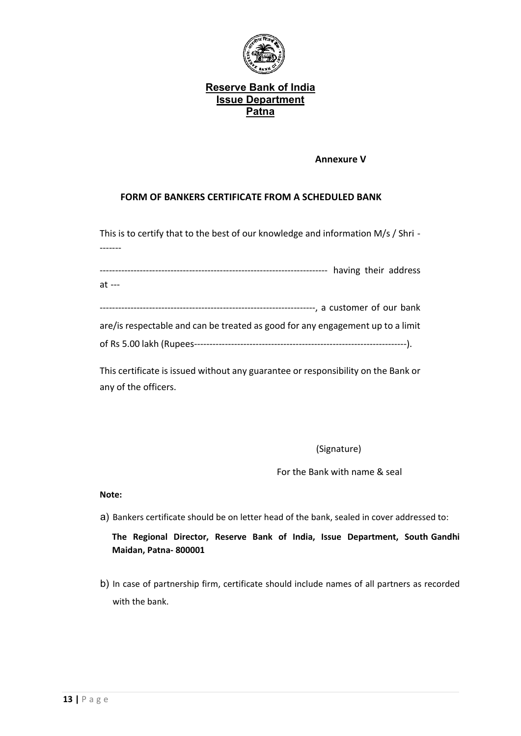**Reserve Bank of India**
**Issue Department**
**Patna**

**Annexure V**

## FORM OF BANKERS CERTIFICATE FROM A SCHEDULED BANK

This is to certify that to the best of our knowledge and information M/s / Shri --------

------------------------------------------------------------------------- having their address at ---

----------------------------------------------------------------------, a customer of our bank are/is respectable and can be treated as good for any engagement up to a limit of Rs 5.00 lakh (Rupees---------------------------------------------------------------------).

This certificate is issued without any guarantee or responsibility on the Bank or any of the officers.

(Signature)

For the Bank with name & seal

**Note:**

a) Bankers certificate should be on letter head of the bank, sealed in cover addressed to:

**The Regional Director, Reserve Bank of India, Issue Department, South Gandhi Maidan, Patna- 800001**

b) In case of partnership firm, certificate should include names of all partners as recorded with the bank.